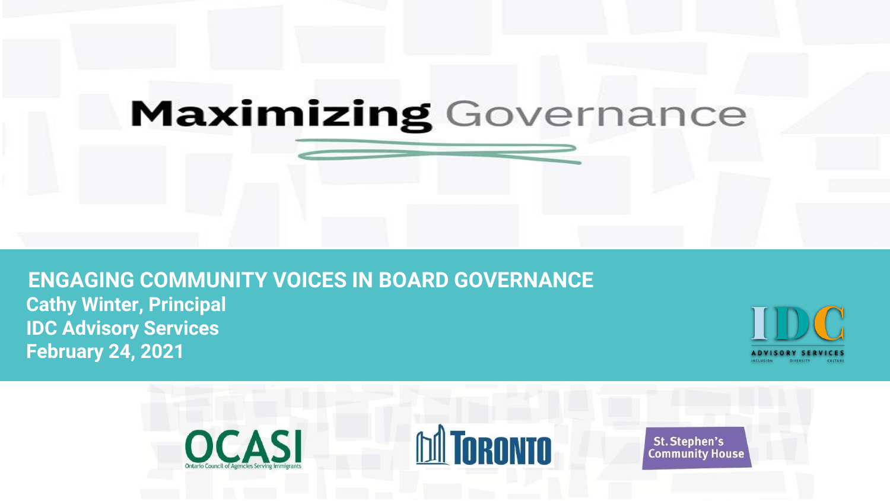# Maximizing Governance

**ENGAGING COMMUNITY VOICES IN BOARD GOVERNANCE**
**Cathy Winter, Principal**
**IDC Advisory Services**
**February 24, 2021**

IDC ADVISORY SERVICES
INCLUSION DIVERSITY CULTURE

OCASI Ontario Council of Agencies Serving Immigrants

TORONTO

St. Stephen's Community House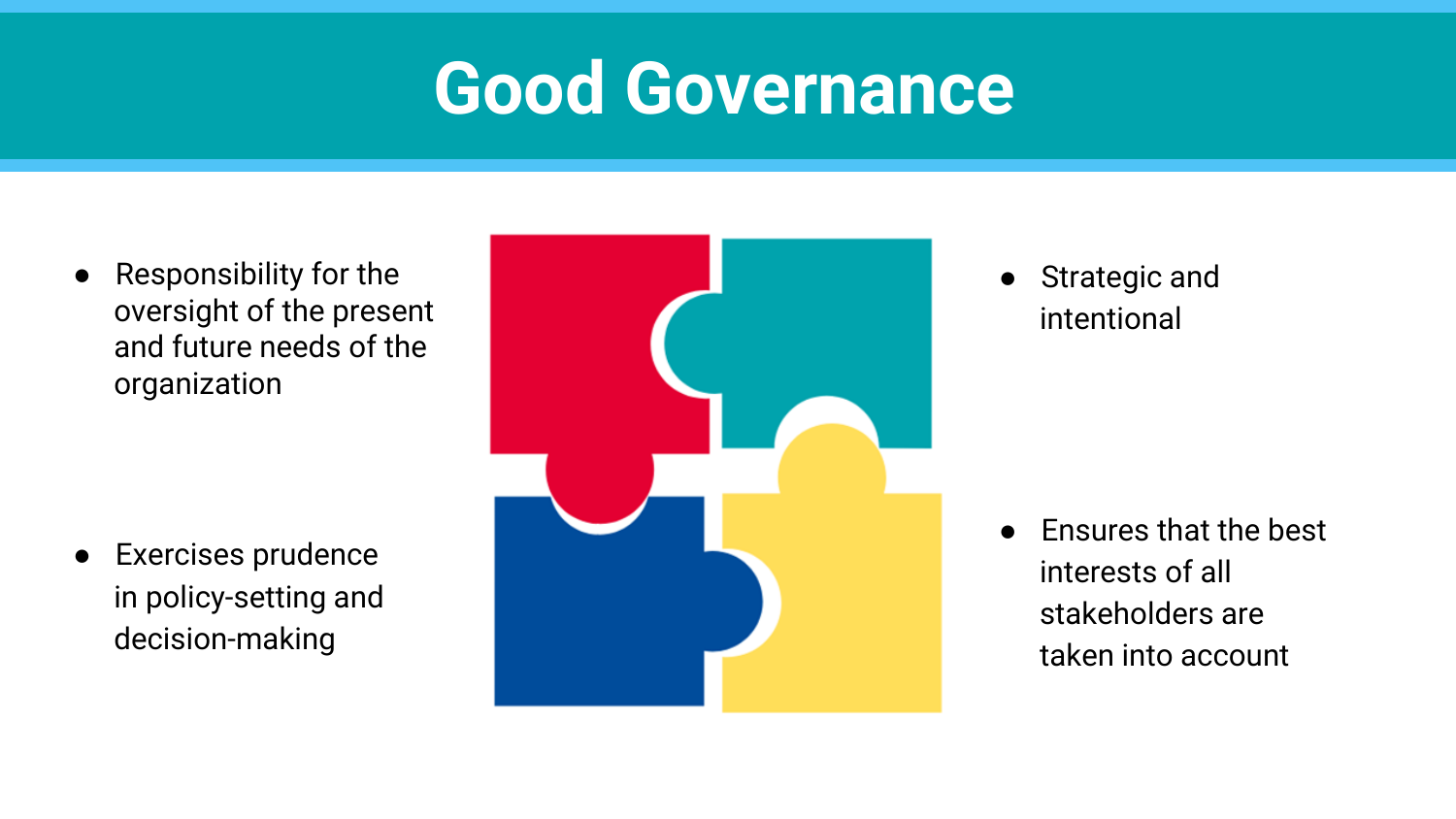# Good Governance

- Responsibility for the oversight of the present and future needs of the organization
- Exercises prudence in policy-setting and decision-making
- Strategic and intentional
- Ensures that the best interests of all stakeholders are taken into account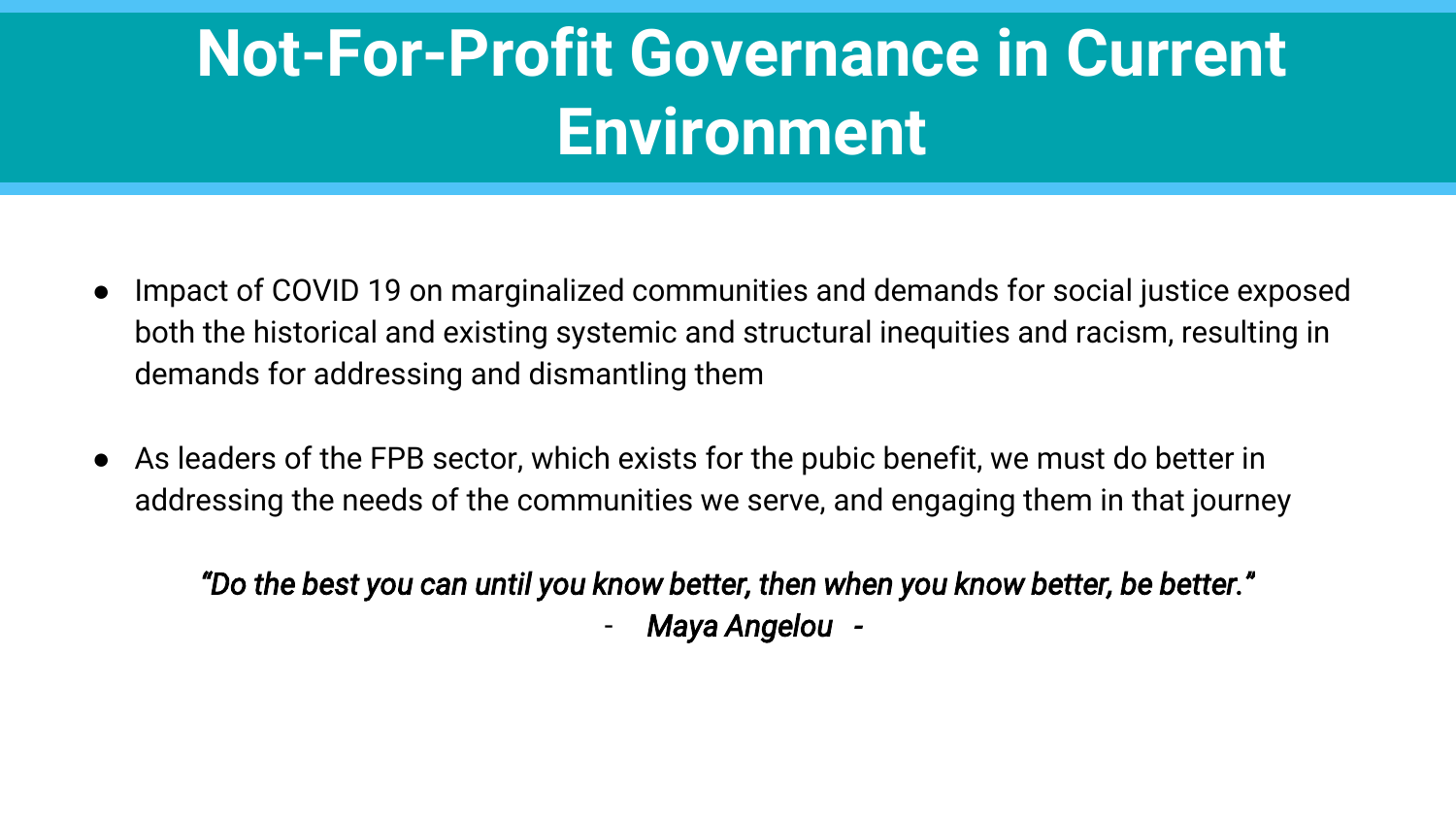# Not-For-Profit Governance in Current Environment

- Impact of COVID 19 on marginalized communities and demands for social justice exposed both the historical and existing systemic and structural inequities and racism, resulting in demands for addressing and dismantling them

- As leaders of the FPB sector, which exists for the pubic benefit, we must do better in addressing the needs of the communities we serve, and engaging them in that journey

*"Do the best you can until you know better, then when you know better, be better."*

*- Maya Angelou -*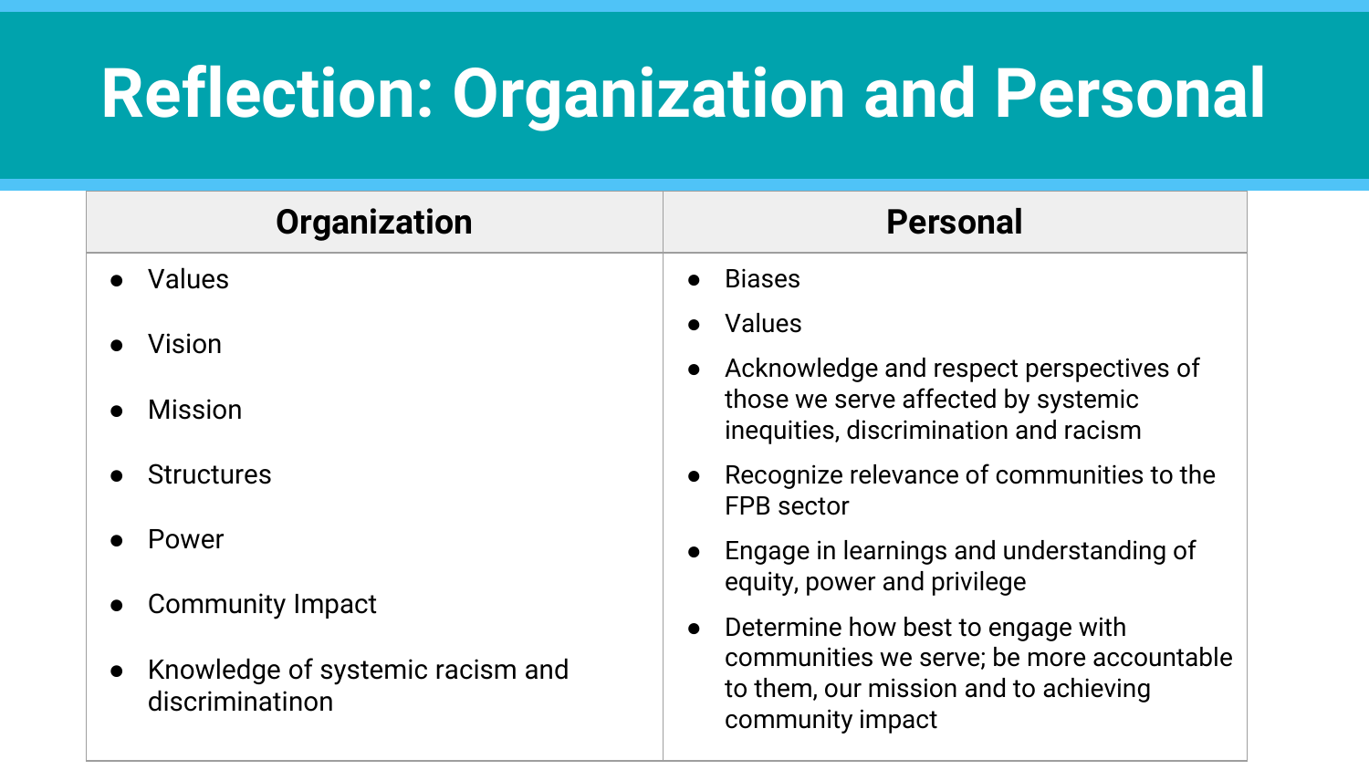# Reflection: Organization and Personal

| Organization | Personal |
|---|---|
| <ul><li>Values</li><li>Vision</li><li>Mission</li><li>Structures</li><li>Power</li><li>Community Impact</li><li>Knowledge of systemic racism and discriminatinon</li></ul> | <ul><li>Biases</li><li>Values</li><li>Acknowledge and respect perspectives of those we serve affected by systemic inequities, discrimination and racism</li><li>Recognize relevance of communities to the FPB sector</li><li>Engage in learnings and understanding of equity, power and privilege</li><li>Determine how best to engage with communities we serve; be more accountable to them, our mission and to achieving community impact</li></ul> |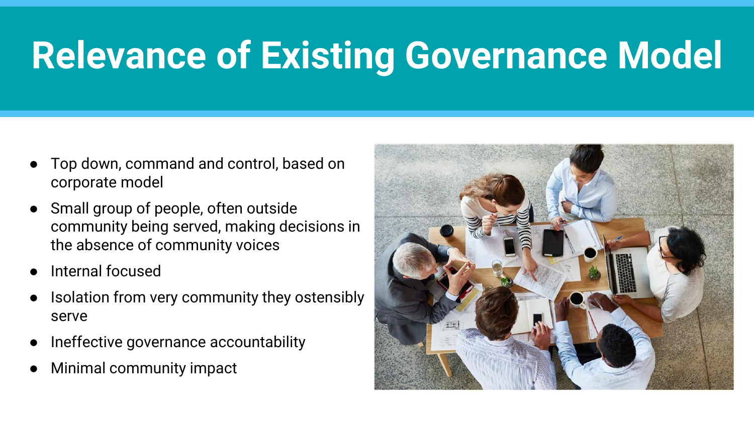# Relevance of Existing Governance Model

- Top down, command and control, based on corporate model
- Small group of people, often outside community being served, making decisions in the absence of community voices
- Internal focused
- Isolation from very community they ostensibly serve
- Ineffective governance accountability
- Minimal community impact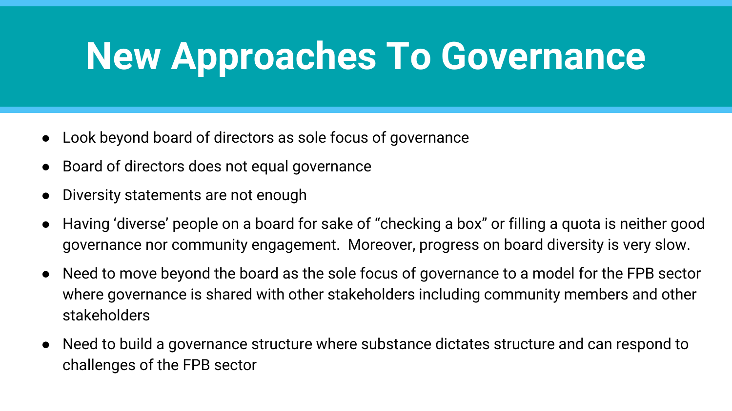# New Approaches To Governance

- Look beyond board of directors as sole focus of governance
- Board of directors does not equal governance
- Diversity statements are not enough
- Having 'diverse' people on a board for sake of "checking a box" or filling a quota is neither good governance nor community engagement. Moreover, progress on board diversity is very slow.
- Need to move beyond the board as the sole focus of governance to a model for the FPB sector where governance is shared with other stakeholders including community members and other stakeholders
- Need to build a governance structure where substance dictates structure and can respond to challenges of the FPB sector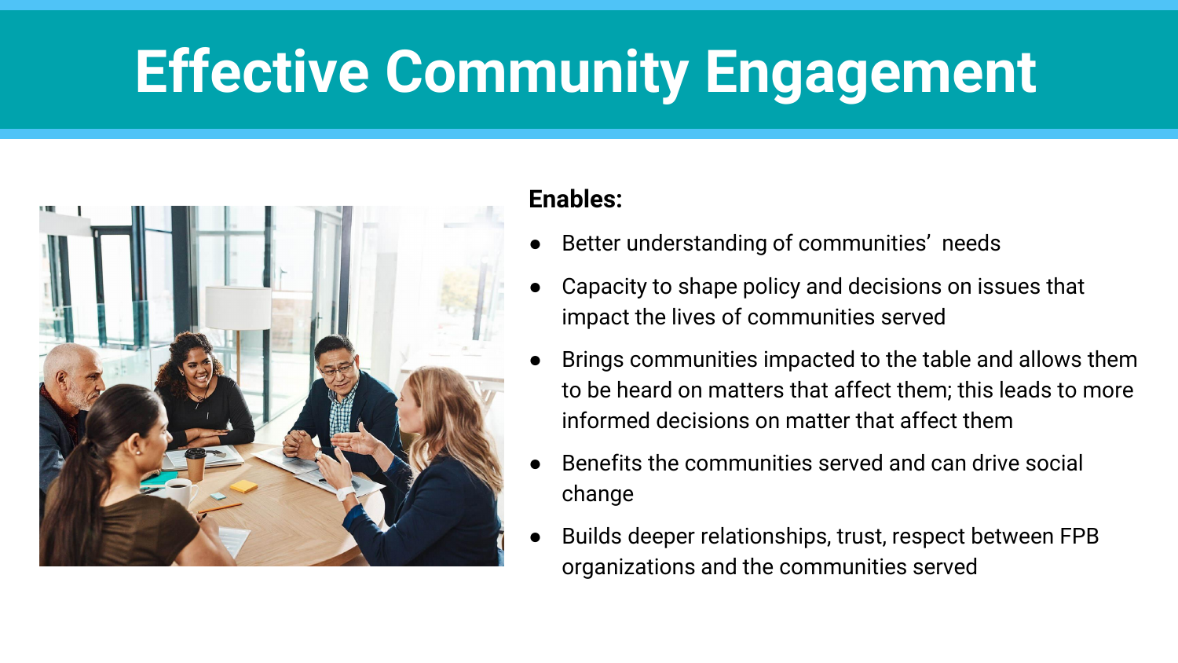# Effective Community Engagement

**Enables:**

- Better understanding of communities' needs
- Capacity to shape policy and decisions on issues that impact the lives of communities served
- Brings communities impacted to the table and allows them to be heard on matters that affect them; this leads to more informed decisions on matter that affect them
- Benefits the communities served and can drive social change
- Builds deeper relationships, trust, respect between FPB organizations and the communities served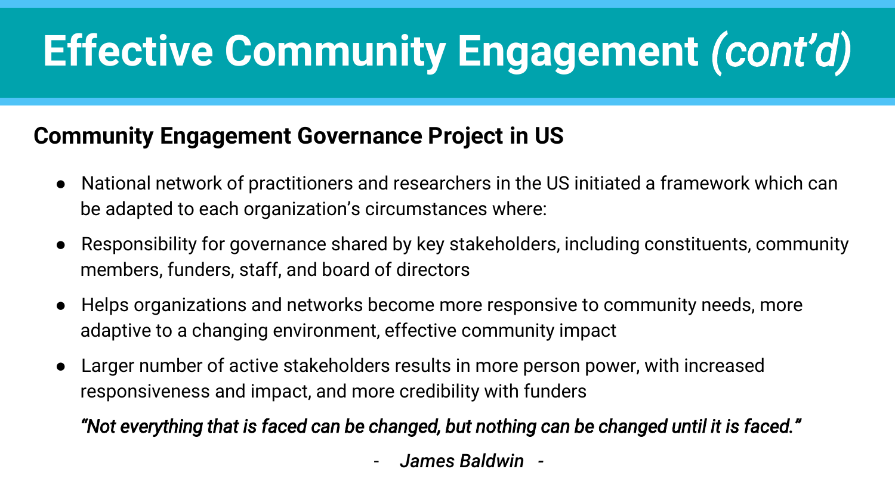# Effective Community Engagement *(cont'd)*

## Community Engagement Governance Project in US

- National network of practitioners and researchers in the US initiated a framework which can be adapted to each organization's circumstances where:
- Responsibility for governance shared by key stakeholders, including constituents, community members, funders, staff, and board of directors
- Helps organizations and networks become more responsive to community needs, more adaptive to a changing environment, effective community impact
- Larger number of active stakeholders results in more person power, with increased responsiveness and impact, and more credibility with funders

*"Not everything that is faced can be changed, but nothing can be changed until it is faced."*

\- *James Baldwin* -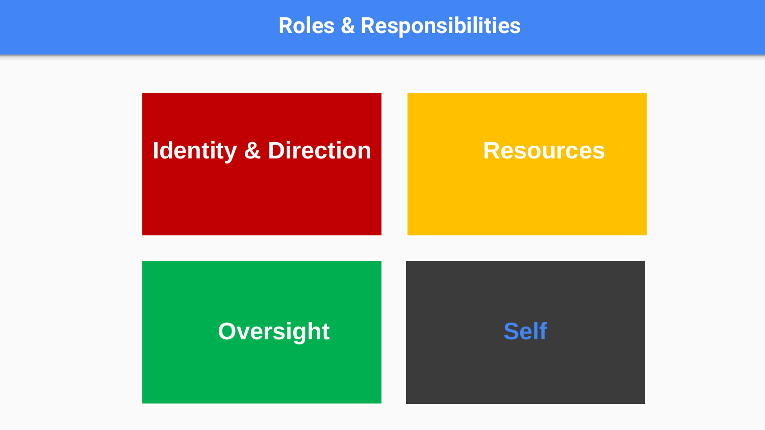# Roles & Responsibilities

**Identity & Direction**

**Resources**

**Oversight**

**Self**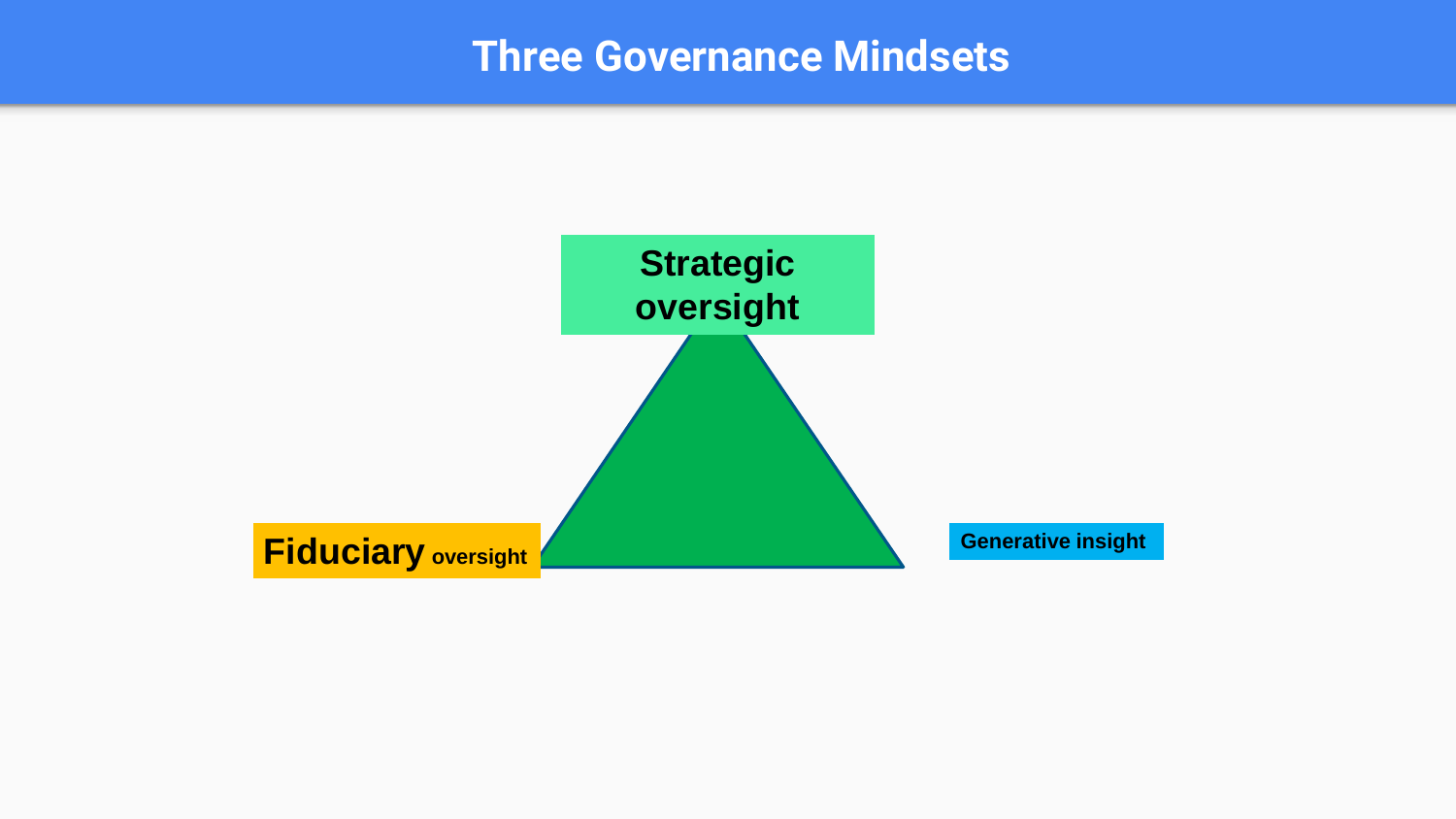# Three Governance Mindsets

Strategic oversight

Fiduciary oversight

Generative insight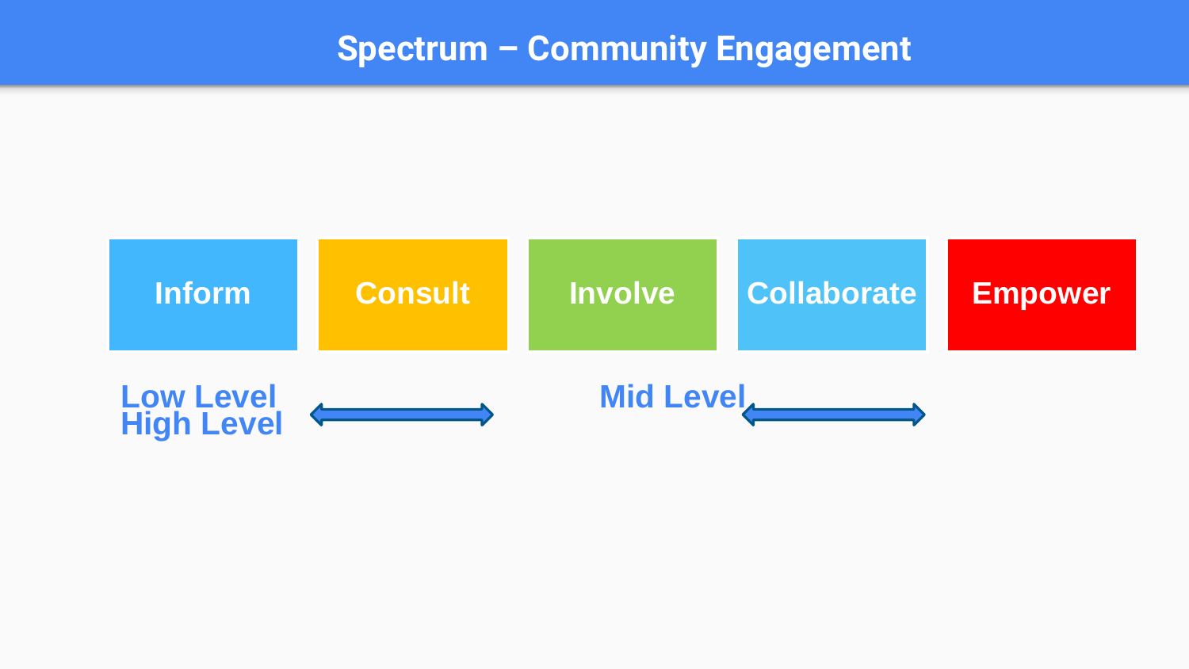# Spectrum – Community Engagement

| Inform | Consult | Involve | Collaborate | Empower |
|---|---|---|---|---|

Low Level
High Level ⟷ Mid Level ⟷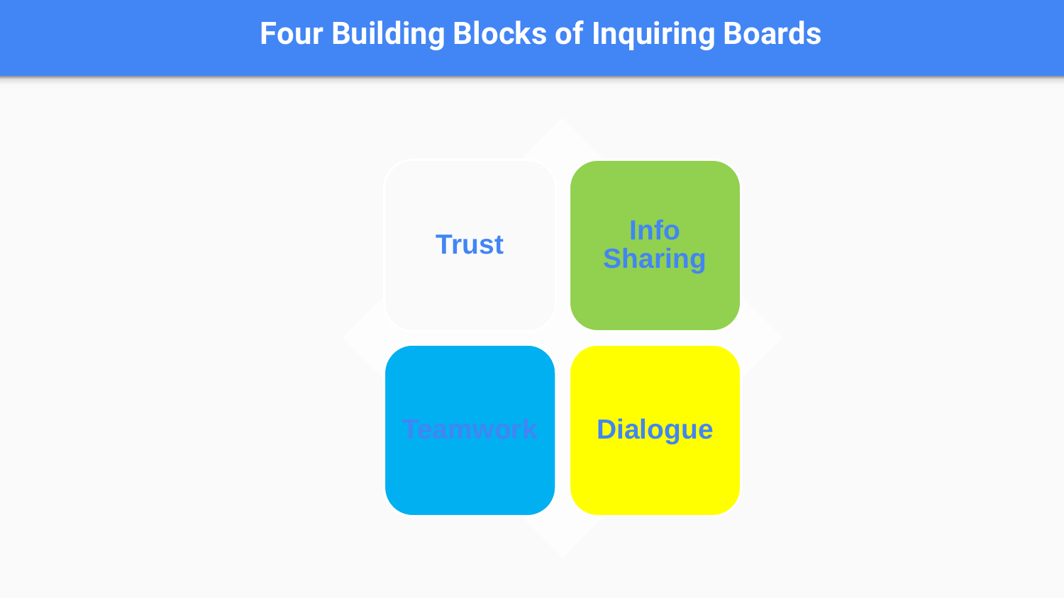# Four Building Blocks of Inquiring Boards

Trust

Info Sharing

Teamwork

Dialogue